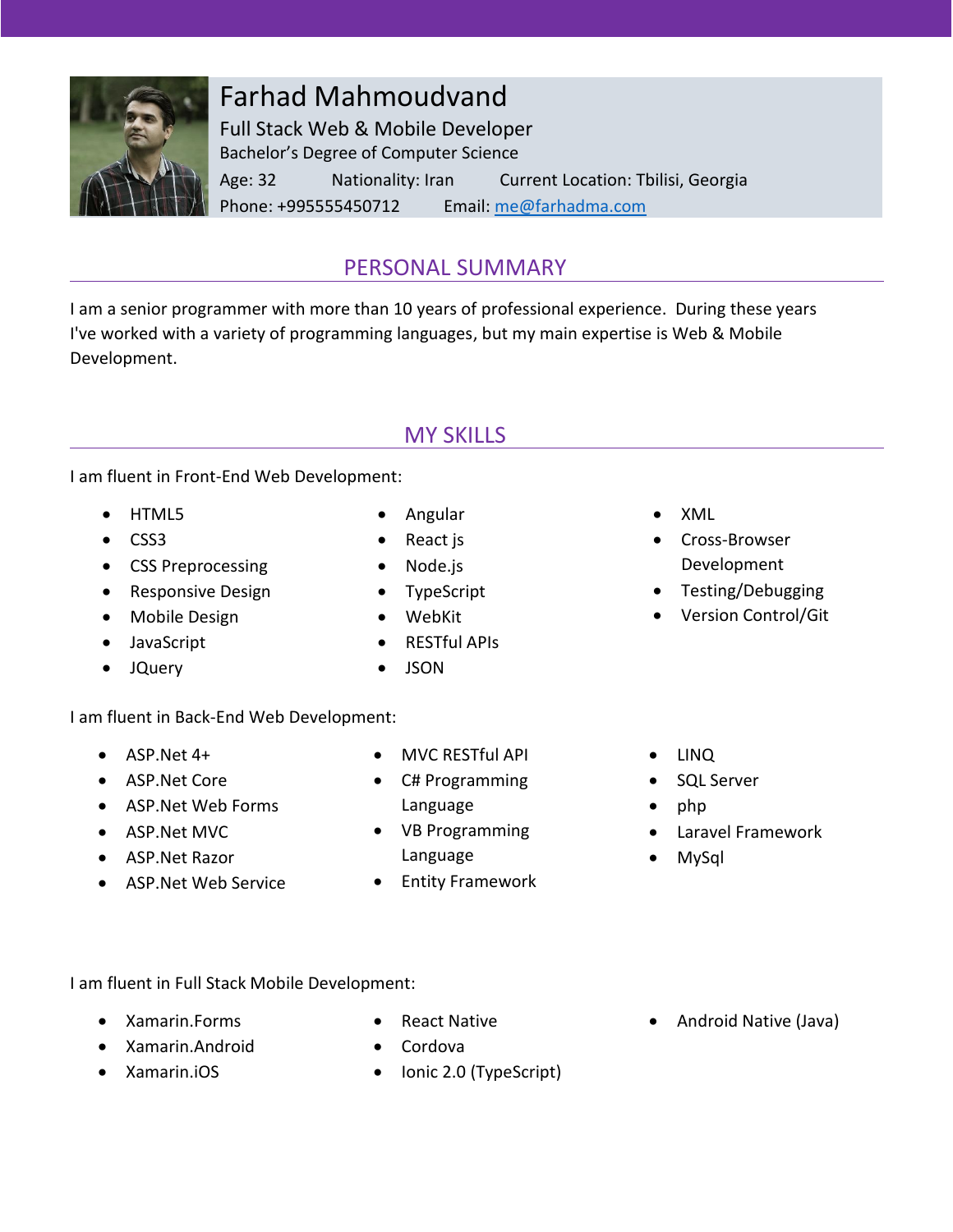# Farhad Mahmoudvand

Full Stack Web & Mobile Developer

Bachelor's Degree of Computer Science

Age: 32 Nationality: Iran Current Location: Tbilisi, Georgia

Phone: +995555450712 Email: me@farhadma.com

## PERSONAL SUMMARY

I am a senior programmer with more than 10 years of professional experience. During these years I've worked with a variety of programming languages, but my main expertise is Web & Mobile Development.

## MY SKILLS

I am fluent in Front-End Web Development:

- HTML5
- CSS3
- CSS Preprocessing
- Responsive Design
- Mobile Design
- JavaScript
- JQuery
- Angular
- React js
- Node.js
- TypeScript
- WebKit
- RESTful APIs
- JSON
- XML
- Cross-Browser Development
- Testing/Debugging
- Version Control/Git

I am fluent in Back-End Web Development:

- ASP.Net 4+
- ASP.Net Core
- ASP.Net Web Forms
- ASP.Net MVC
- ASP.Net Razor
- ASP.Net Web Service
- MVC RESTful API
- C# Programming Language
- VB Programming Language
- Entity Framework
- LINQ
- SQL Server
- php
- Laravel Framework
- MySql

I am fluent in Full Stack Mobile Development:

- Xamarin.Forms
- Xamarin.Android
- Xamarin.iOS
- React Native
- Cordova
- Ionic 2.0 (TypeScript)
- Android Native (Java)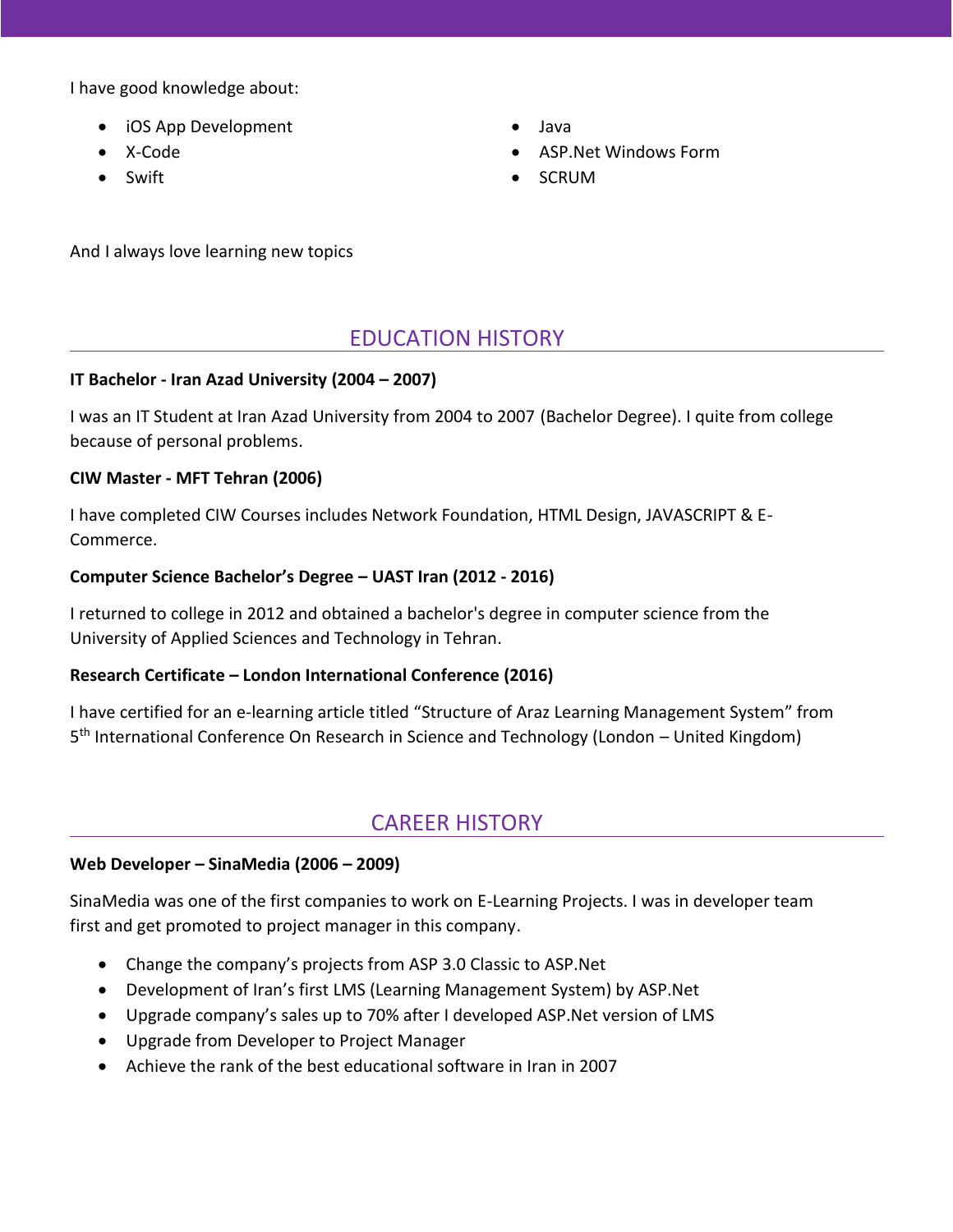I have good knowledge about:

- iOS App Development
- X-Code
- Swift
- Java
- ASP.Net Windows Form
- SCRUM

And I always love learning new topics

## EDUCATION HISTORY

**IT Bachelor - Iran Azad University (2004 – 2007)**

I was an IT Student at Iran Azad University from 2004 to 2007 (Bachelor Degree). I quite from college because of personal problems.

**CIW Master - MFT Tehran (2006)**

I have completed CIW Courses includes Network Foundation, HTML Design, JAVASCRIPT & E-Commerce.

**Computer Science Bachelor's Degree – UAST Iran (2012 - 2016)**

I returned to college in 2012 and obtained a bachelor's degree in computer science from the University of Applied Sciences and Technology in Tehran.

**Research Certificate – London International Conference (2016)**

I have certified for an e-learning article titled "Structure of Araz Learning Management System" from 5th International Conference On Research in Science and Technology (London – United Kingdom)

## CAREER HISTORY

**Web Developer – SinaMedia (2006 – 2009)**

SinaMedia was one of the first companies to work on E-Learning Projects. I was in developer team first and get promoted to project manager in this company.

- Change the company's projects from ASP 3.0 Classic to ASP.Net
- Development of Iran's first LMS (Learning Management System) by ASP.Net
- Upgrade company's sales up to 70% after I developed ASP.Net version of LMS
- Upgrade from Developer to Project Manager
- Achieve the rank of the best educational software in Iran in 2007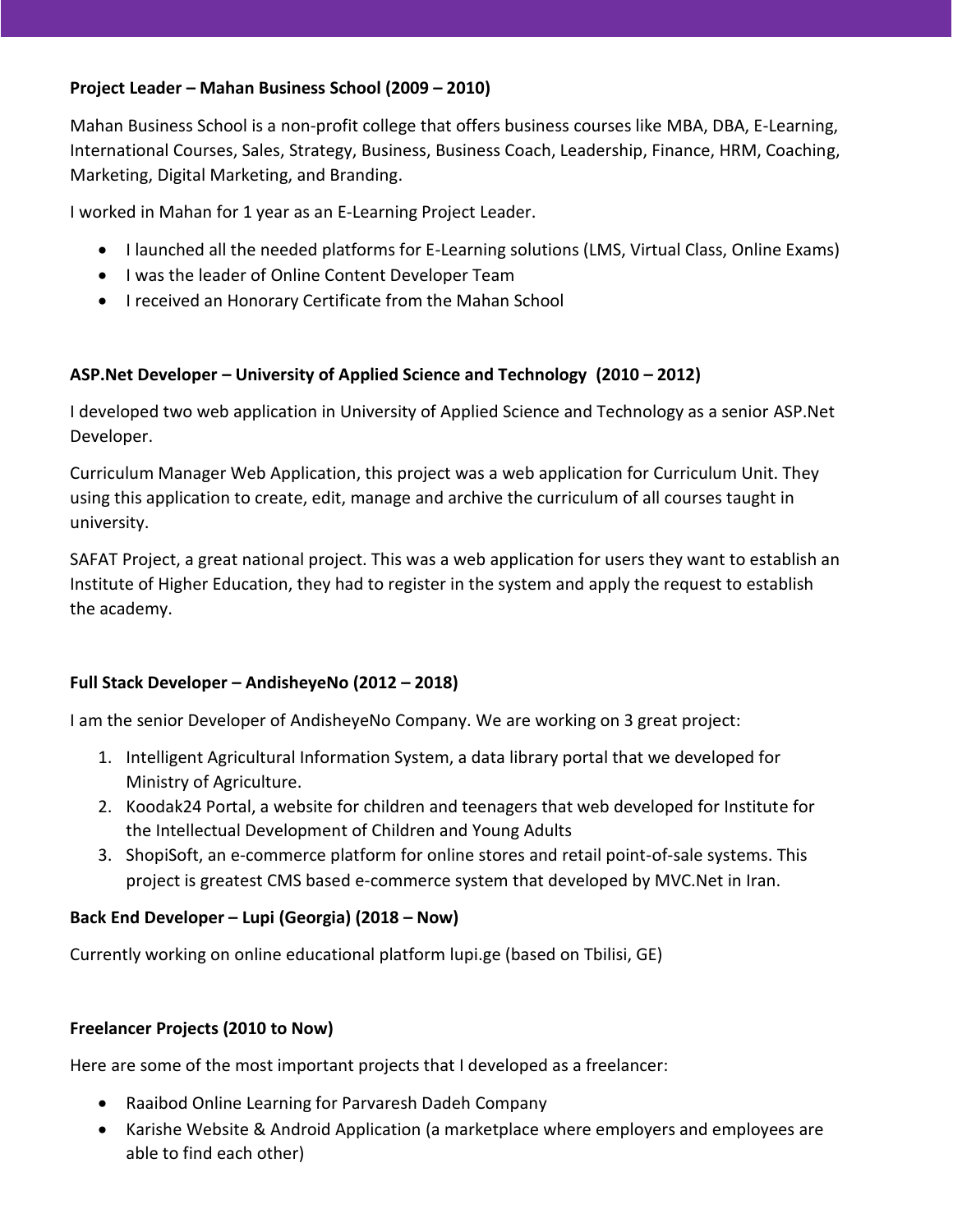**Project Leader – Mahan Business School (2009 – 2010)**

Mahan Business School is a non-profit college that offers business courses like MBA, DBA, E-Learning, International Courses, Sales, Strategy, Business, Business Coach, Leadership, Finance, HRM, Coaching, Marketing, Digital Marketing, and Branding.

I worked in Mahan for 1 year as an E-Learning Project Leader.

- I launched all the needed platforms for E-Learning solutions (LMS, Virtual Class, Online Exams)
- I was the leader of Online Content Developer Team
- I received an Honorary Certificate from the Mahan School

**ASP.Net Developer – University of Applied Science and Technology (2010 – 2012)**

I developed two web application in University of Applied Science and Technology as a senior ASP.Net Developer.

Curriculum Manager Web Application, this project was a web application for Curriculum Unit. They using this application to create, edit, manage and archive the curriculum of all courses taught in university.

SAFAT Project, a great national project. This was a web application for users they want to establish an Institute of Higher Education, they had to register in the system and apply the request to establish the academy.

**Full Stack Developer – AndisheyeNo (2012 – 2018)**

I am the senior Developer of AndisheyeNo Company. We are working on 3 great project:

1. Intelligent Agricultural Information System, a data library portal that we developed for Ministry of Agriculture.
2. Koodak24 Portal, a website for children and teenagers that web developed for Institute for the Intellectual Development of Children and Young Adults
3. ShopiSoft, an e-commerce platform for online stores and retail point-of-sale systems. This project is greatest CMS based e-commerce system that developed by MVC.Net in Iran.

**Back End Developer – Lupi (Georgia) (2018 – Now)**

Currently working on online educational platform lupi.ge (based on Tbilisi, GE)

**Freelancer Projects (2010 to Now)**

Here are some of the most important projects that I developed as a freelancer:

- Raaibod Online Learning for Parvaresh Dadeh Company
- Karishe Website & Android Application (a marketplace where employers and employees are able to find each other)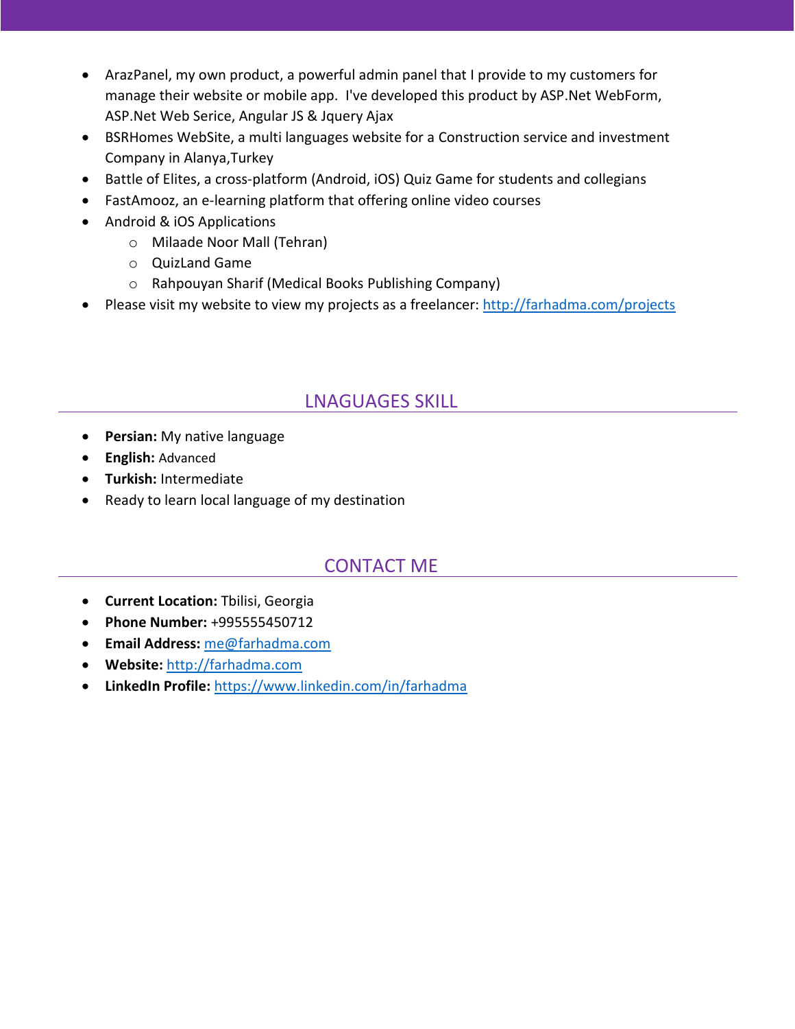- ArazPanel, my own product, a powerful admin panel that I provide to my customers for manage their website or mobile app. I've developed this product by ASP.Net WebForm, ASP.Net Web Serice, Angular JS & Jquery Ajax
- BSRHomes WebSite, a multi languages website for a Construction service and investment Company in Alanya,Turkey
- Battle of Elites, a cross-platform (Android, iOS) Quiz Game for students and collegians
- FastAmooz, an e-learning platform that offering online video courses
- Android & iOS Applications
  - Milaade Noor Mall (Tehran)
  - QuizLand Game
  - Rahpouyan Sharif (Medical Books Publishing Company)
- Please visit my website to view my projects as a freelancer: [http://farhadma.com/projects](http://farhadma.com/projects)

## LNAGUAGES SKILL

- **Persian:** My native language
- **English:** Advanced
- **Turkish:** Intermediate
- Ready to learn local language of my destination

## CONTACT ME

- **Current Location:** Tbilisi, Georgia
- **Phone Number:** +995555450712
- **Email Address:** [me@farhadma.com](mailto:me@farhadma.com)
- **Website:** [http://farhadma.com](http://farhadma.com)
- **LinkedIn Profile:** [https://www.linkedin.com/in/farhadma](https://www.linkedin.com/in/farhadma)